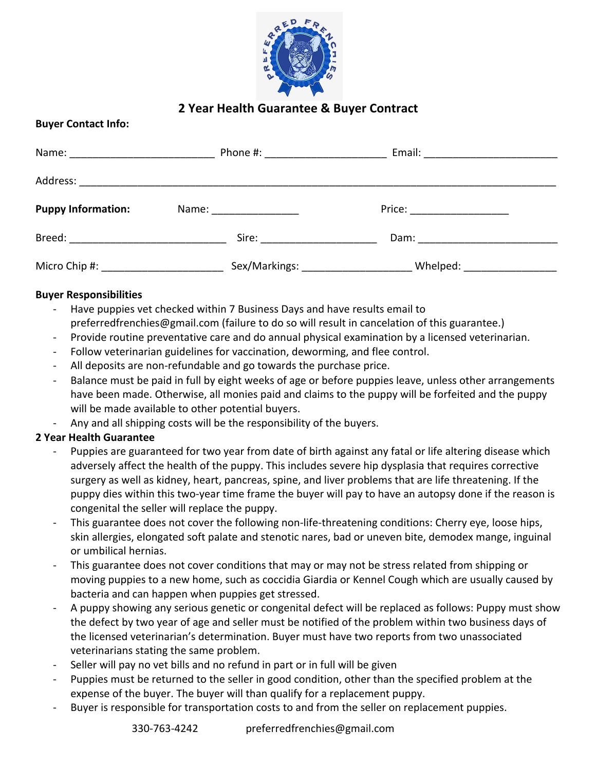# 2 Year Health Guarantee & Buyer Contract

**Buyer Contact Info:**

Name: ________________________ Phone #: ____________________ Email: ______________________

Address: ________________________________________________________________________________

**Puppy Information:** Name: ______________ Price: ________________

Breed: __________________________ Sire: ___________________ Dam: _______________________

Micro Chip #: ____________________ Sex/Markings: _________________ Whelped: _______________

**Buyer Responsibilities**

- Have puppies vet checked within 7 Business Days and have results email to preferredfrenchies@gmail.com (failure to do so will result in cancelation of this guarantee.)
- Provide routine preventative care and do annual physical examination by a licensed veterinarian.
- Follow veterinarian guidelines for vaccination, deworming, and flee control.
- All deposits are non-refundable and go towards the purchase price.
- Balance must be paid in full by eight weeks of age or before puppies leave, unless other arrangements have been made. Otherwise, all monies paid and claims to the puppy will be forfeited and the puppy will be made available to other potential buyers.
- Any and all shipping costs will be the responsibility of the buyers.

**2 Year Health Guarantee**

- Puppies are guaranteed for two year from date of birth against any fatal or life altering disease which adversely affect the health of the puppy. This includes severe hip dysplasia that requires corrective surgery as well as kidney, heart, pancreas, spine, and liver problems that are life threatening. If the puppy dies within this two-year time frame the buyer will pay to have an autopsy done if the reason is congenital the seller will replace the puppy.
- This guarantee does not cover the following non-life-threatening conditions: Cherry eye, loose hips, skin allergies, elongated soft palate and stenotic nares, bad or uneven bite, demodex mange, inguinal or umbilical hernias.
- This guarantee does not cover conditions that may or may not be stress related from shipping or moving puppies to a new home, such as coccidia Giardia or Kennel Cough which are usually caused by bacteria and can happen when puppies get stressed.
- A puppy showing any serious genetic or congenital defect will be replaced as follows: Puppy must show the defect by two year of age and seller must be notified of the problem within two business days of the licensed veterinarian's determination. Buyer must have two reports from two unassociated veterinarians stating the same problem.
- Seller will pay no vet bills and no refund in part or in full will be given
- Puppies must be returned to the seller in good condition, other than the specified problem at the expense of the buyer. The buyer will than qualify for a replacement puppy.
- Buyer is responsible for transportation costs to and from the seller on replacement puppies.

330-763-4242 preferredfrenchies@gmail.com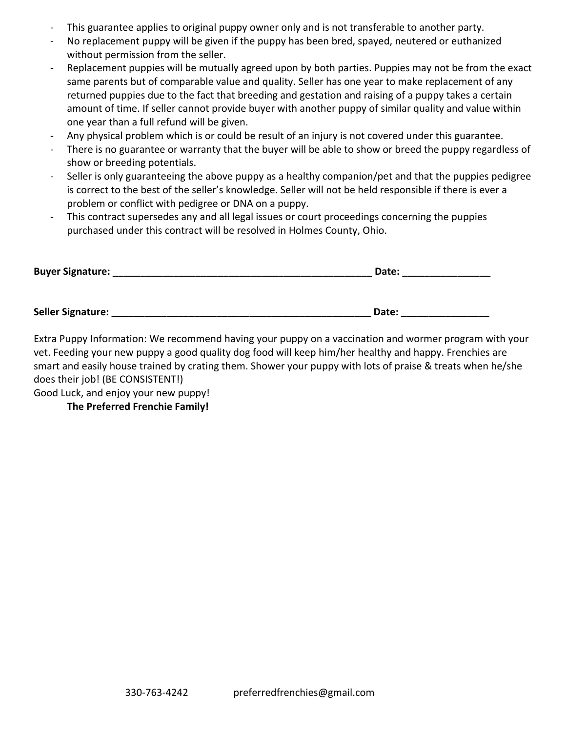- This guarantee applies to original puppy owner only and is not transferable to another party.
- No replacement puppy will be given if the puppy has been bred, spayed, neutered or euthanized without permission from the seller.
- Replacement puppies will be mutually agreed upon by both parties. Puppies may not be from the exact same parents but of comparable value and quality. Seller has one year to make replacement of any returned puppies due to the fact that breeding and gestation and raising of a puppy takes a certain amount of time. If seller cannot provide buyer with another puppy of similar quality and value within one year than a full refund will be given.
- Any physical problem which is or could be result of an injury is not covered under this guarantee.
- There is no guarantee or warranty that the buyer will be able to show or breed the puppy regardless of show or breeding potentials.
- Seller is only guaranteeing the above puppy as a healthy companion/pet and that the puppies pedigree is correct to the best of the seller's knowledge. Seller will not be held responsible if there is ever a problem or conflict with pedigree or DNA on a puppy.
- This contract supersedes any and all legal issues or court proceedings concerning the puppies purchased under this contract will be resolved in Holmes County, Ohio.

**Buyer Signature: __________________________________________________ Date: ________________**

**Seller Signature: __________________________________________________ Date: ________________**

Extra Puppy Information: We recommend having your puppy on a vaccination and wormer program with your vet. Feeding your new puppy a good quality dog food will keep him/her healthy and happy. Frenchies are smart and easily house trained by crating them. Shower your puppy with lots of praise & treats when he/she does their job! (BE CONSISTENT!)

Good Luck, and enjoy your new puppy!

**The Preferred Frenchie Family!**

330-763-4242 preferredfrenchies@gmail.com